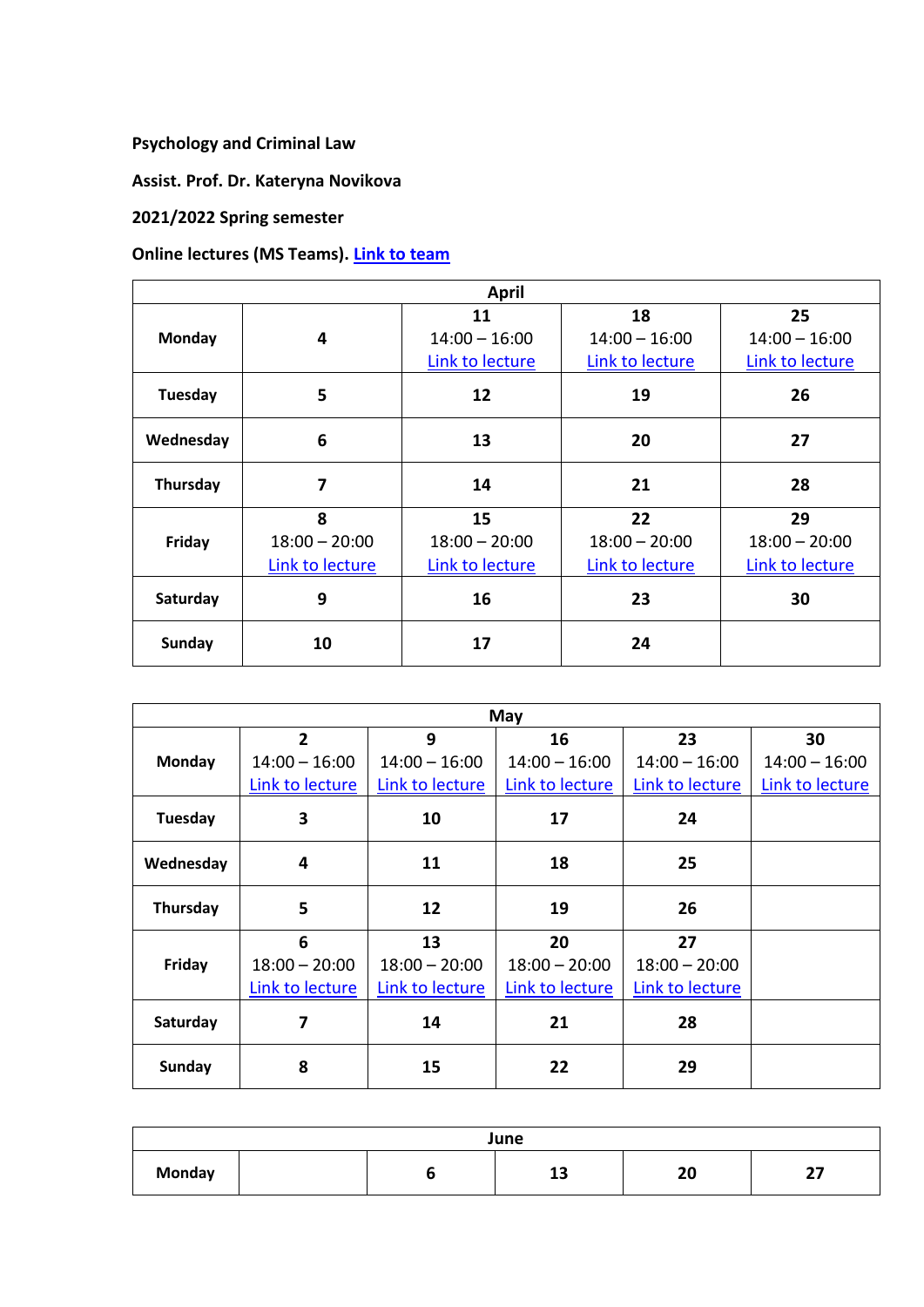**Psychology and Criminal Law**

**Assist. Prof. Dr. Kateryna Novikova**

**2021/2022 Spring semester**

**Online lectures (MS Teams). Link to team**

| April | | | | |
|---|---|---|---|---|
| **Monday** | **4** | **11**<br>14:00 – 16:00<br>Link to lecture | **18**<br>14:00 – 16:00<br>Link to lecture | **25**<br>14:00 – 16:00<br>Link to lecture |
| **Tuesday** | **5** | **12** | **19** | **26** |
| **Wednesday** | **6** | **13** | **20** | **27** |
| **Thursday** | **7** | **14** | **21** | **28** |
| **Friday** | **8**<br>18:00 – 20:00<br>Link to lecture | **15**<br>18:00 – 20:00<br>Link to lecture | **22**<br>18:00 – 20:00<br>Link to lecture | **29**<br>18:00 – 20:00<br>Link to lecture |
| **Saturday** | **9** | **16** | **23** | **30** |
| **Sunday** | **10** | **17** | **24** | |

| May | | | | | |
|---|---|---|---|---|---|
| **Monday** | **2**<br>14:00 – 16:00<br>Link to lecture | **9**<br>14:00 – 16:00<br>Link to lecture | **16**<br>14:00 – 16:00<br>Link to lecture | **23**<br>14:00 – 16:00<br>Link to lecture | **30**<br>14:00 – 16:00<br>Link to lecture |
| **Tuesday** | **3** | **10** | **17** | **24** | |
| **Wednesday** | **4** | **11** | **18** | **25** | |
| **Thursday** | **5** | **12** | **19** | **26** | |
| **Friday** | **6**<br>18:00 – 20:00<br>Link to lecture | **13**<br>18:00 – 20:00<br>Link to lecture | **20**<br>18:00 – 20:00<br>Link to lecture | **27**<br>18:00 – 20:00<br>Link to lecture | |
| **Saturday** | **7** | **14** | **21** | **28** | |
| **Sunday** | **8** | **15** | **22** | **29** | |

| June | | | | | |
|---|---|---|---|---|---|
| **Monday** | | **6** | **13** | **20** | **27** |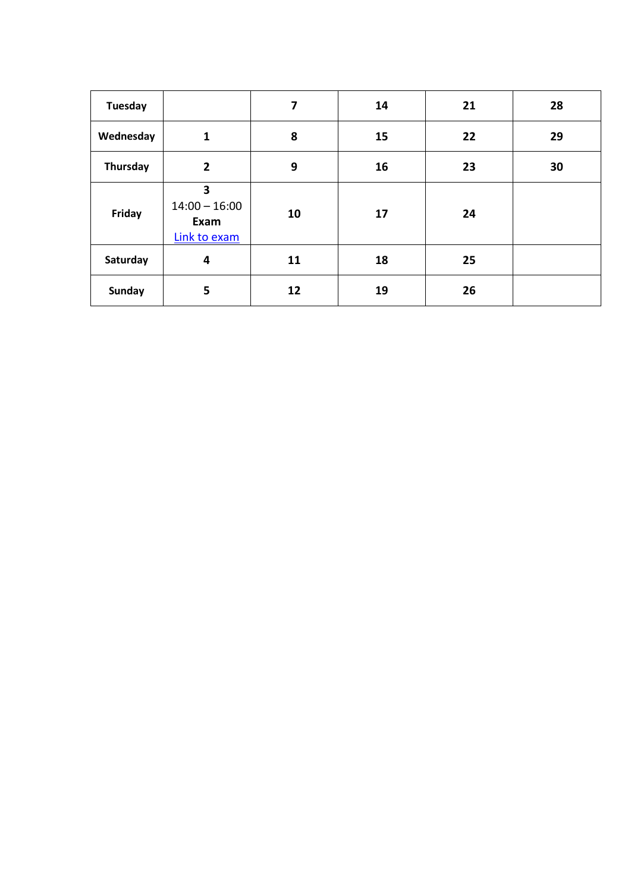| | | | | | |
|---|---|---|---|---|---|
| **Tuesday** | | **7** | **14** | **21** | **28** |
| **Wednesday** | **1** | **8** | **15** | **22** | **29** |
| **Thursday** | **2** | **9** | **16** | **23** | **30** |
| **Friday** | **3** 14:00 – 16:00 **Exam** Link to exam | **10** | **17** | **24** | |
| **Saturday** | **4** | **11** | **18** | **25** | |
| **Sunday** | **5** | **12** | **19** | **26** | |